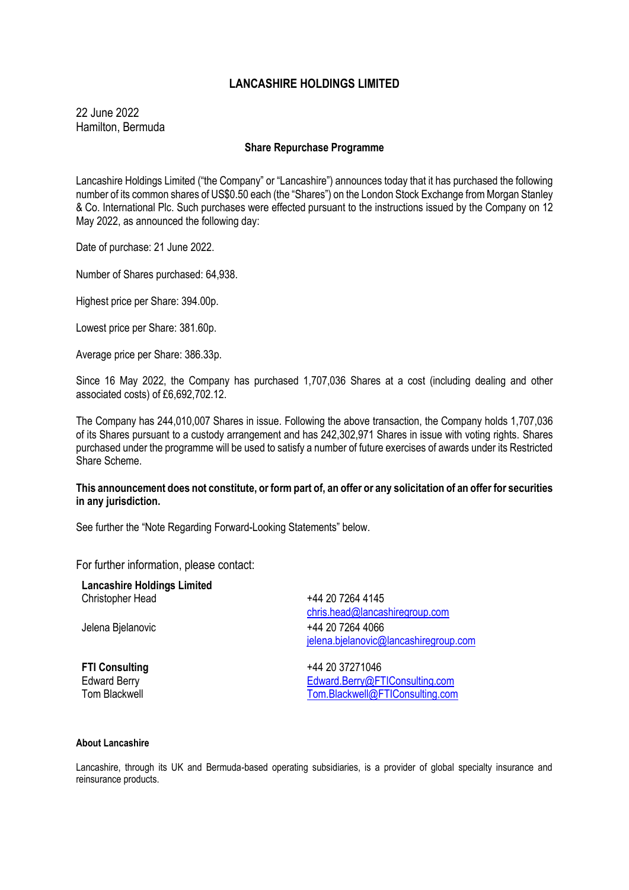# LANCASHIRE HOLDINGS LIMITED

22 June 2022
Hamilton, Bermuda

## Share Repurchase Programme

Lancashire Holdings Limited ("the Company" or "Lancashire") announces today that it has purchased the following number of its common shares of US$0.50 each (the "Shares") on the London Stock Exchange from Morgan Stanley & Co. International Plc. Such purchases were effected pursuant to the instructions issued by the Company on 12 May 2022, as announced the following day:

Date of purchase: 21 June 2022.

Number of Shares purchased: 64,938.

Highest price per Share: 394.00p.

Lowest price per Share: 381.60p.

Average price per Share: 386.33p.

Since 16 May 2022, the Company has purchased 1,707,036 Shares at a cost (including dealing and other associated costs) of £6,692,702.12.

The Company has 244,010,007 Shares in issue. Following the above transaction, the Company holds 1,707,036 of its Shares pursuant to a custody arrangement and has 242,302,971 Shares in issue with voting rights. Shares purchased under the programme will be used to satisfy a number of future exercises of awards under its Restricted Share Scheme.

**This announcement does not constitute, or form part of, an offer or any solicitation of an offer for securities in any jurisdiction.**

See further the "Note Regarding Forward-Looking Statements" below.

For further information, please contact:

| | |
|---|---|
| **Lancashire Holdings Limited** | |
| Christopher Head | +44 20 7264 4145<br>chris.head@lancashiregroup.com |
| Jelena Bjelanovic | +44 20 7264 4066<br>jelena.bjelanovic@lancashiregroup.com |
| **FTI Consulting** | +44 20 37271046 |
| Edward Berry | Edward.Berry@FTIConsulting.com |
| Tom Blackwell | Tom.Blackwell@FTIConsulting.com |

**About Lancashire**

Lancashire, through its UK and Bermuda-based operating subsidiaries, is a provider of global specialty insurance and reinsurance products.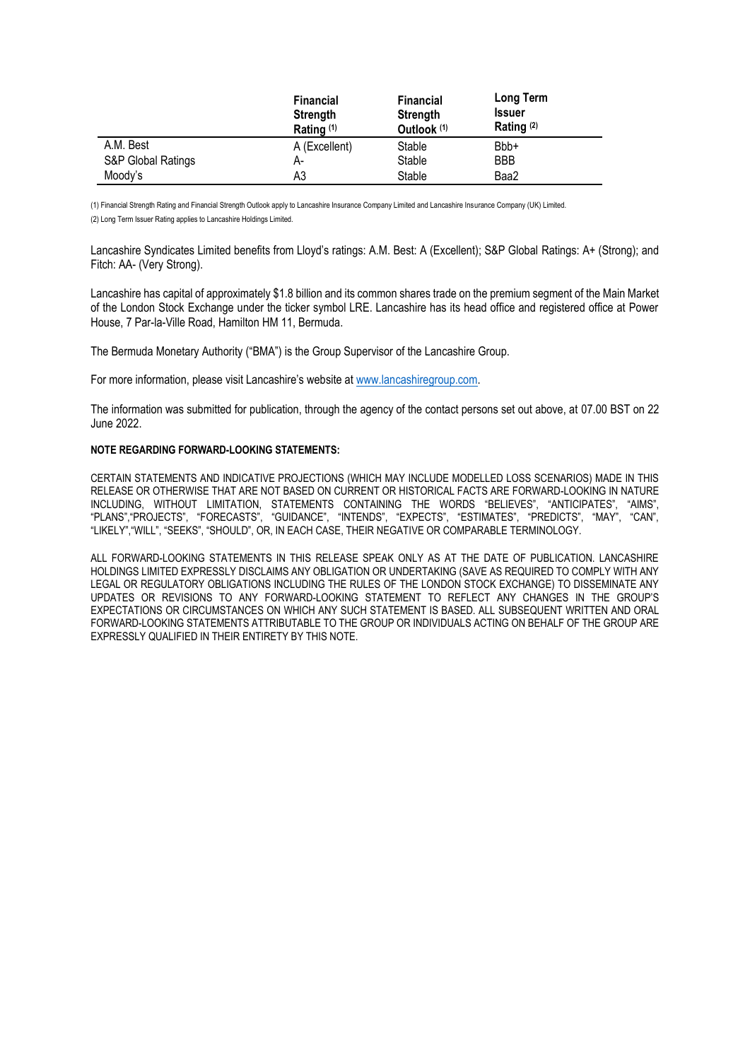| | Financial Strength Rating [1] | Financial Strength Outlook [1] | Long Term Issuer Rating [2] |
|---|---|---|---|
| A.M. Best | A (Excellent) | Stable | Bbb+ |
| S&P Global Ratings | A- | Stable | BBB |
| Moody's | A3 | Stable | Baa2 |

(1) Financial Strength Rating and Financial Strength Outlook apply to Lancashire Insurance Company Limited and Lancashire Insurance Company (UK) Limited.

(2) Long Term Issuer Rating applies to Lancashire Holdings Limited.

Lancashire Syndicates Limited benefits from Lloyd's ratings: A.M. Best: A (Excellent); S&P Global Ratings: A+ (Strong); and Fitch: AA- (Very Strong).

Lancashire has capital of approximately $1.8 billion and its common shares trade on the premium segment of the Main Market of the London Stock Exchange under the ticker symbol LRE. Lancashire has its head office and registered office at Power House, 7 Par-la-Ville Road, Hamilton HM 11, Bermuda.

The Bermuda Monetary Authority ("BMA") is the Group Supervisor of the Lancashire Group.

For more information, please visit Lancashire's website at www.lancashiregroup.com.

The information was submitted for publication, through the agency of the contact persons set out above, at 07.00 BST on 22 June 2022.

**NOTE REGARDING FORWARD-LOOKING STATEMENTS:**

CERTAIN STATEMENTS AND INDICATIVE PROJECTIONS (WHICH MAY INCLUDE MODELLED LOSS SCENARIOS) MADE IN THIS RELEASE OR OTHERWISE THAT ARE NOT BASED ON CURRENT OR HISTORICAL FACTS ARE FORWARD-LOOKING IN NATURE INCLUDING, WITHOUT LIMITATION, STATEMENTS CONTAINING THE WORDS "BELIEVES", "ANTICIPATES", "AIMS", "PLANS","PROJECTS", "FORECASTS", "GUIDANCE", "INTENDS", "EXPECTS", "ESTIMATES", "PREDICTS", "MAY", "CAN", "LIKELY","WILL", "SEEKS", "SHOULD", OR, IN EACH CASE, THEIR NEGATIVE OR COMPARABLE TERMINOLOGY.

ALL FORWARD-LOOKING STATEMENTS IN THIS RELEASE SPEAK ONLY AS AT THE DATE OF PUBLICATION. LANCASHIRE HOLDINGS LIMITED EXPRESSLY DISCLAIMS ANY OBLIGATION OR UNDERTAKING (SAVE AS REQUIRED TO COMPLY WITH ANY LEGAL OR REGULATORY OBLIGATIONS INCLUDING THE RULES OF THE LONDON STOCK EXCHANGE) TO DISSEMINATE ANY UPDATES OR REVISIONS TO ANY FORWARD-LOOKING STATEMENT TO REFLECT ANY CHANGES IN THE GROUP'S EXPECTATIONS OR CIRCUMSTANCES ON WHICH ANY SUCH STATEMENT IS BASED. ALL SUBSEQUENT WRITTEN AND ORAL FORWARD-LOOKING STATEMENTS ATTRIBUTABLE TO THE GROUP OR INDIVIDUALS ACTING ON BEHALF OF THE GROUP ARE EXPRESSLY QUALIFIED IN THEIR ENTIRETY BY THIS NOTE.